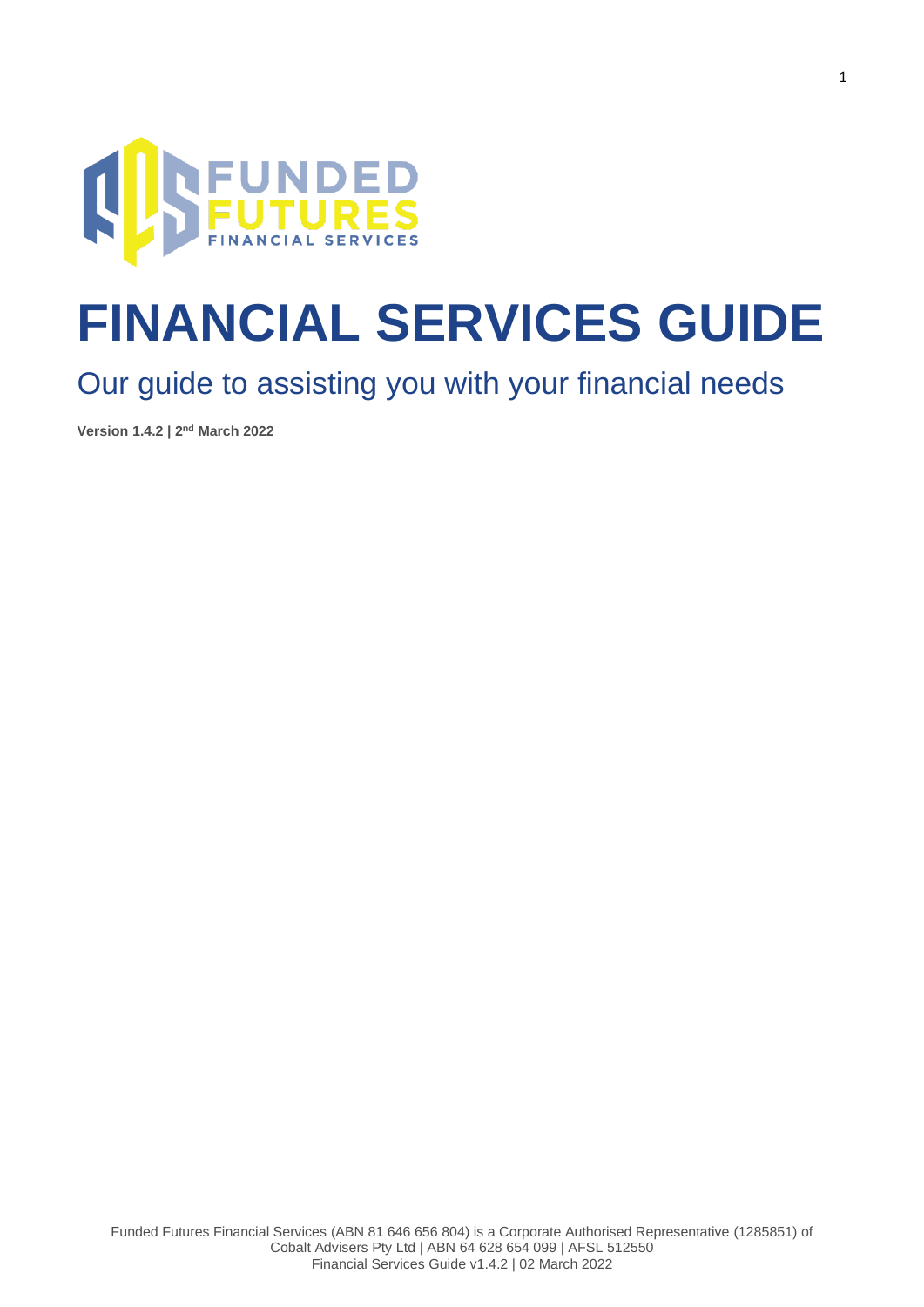# FINANCIAL SERVICES GUIDE

## Our guide to assisting you with your financial needs

**Version 1.4.2 | 2nd March 2022**

Funded Futures Financial Services (ABN 81 646 656 804) is a Corporate Authorised Representative (1285851) of Cobalt Advisers Pty Ltd | ABN 64 628 654 099 | AFSL 512550
Financial Services Guide v1.4.2 | 02 March 2022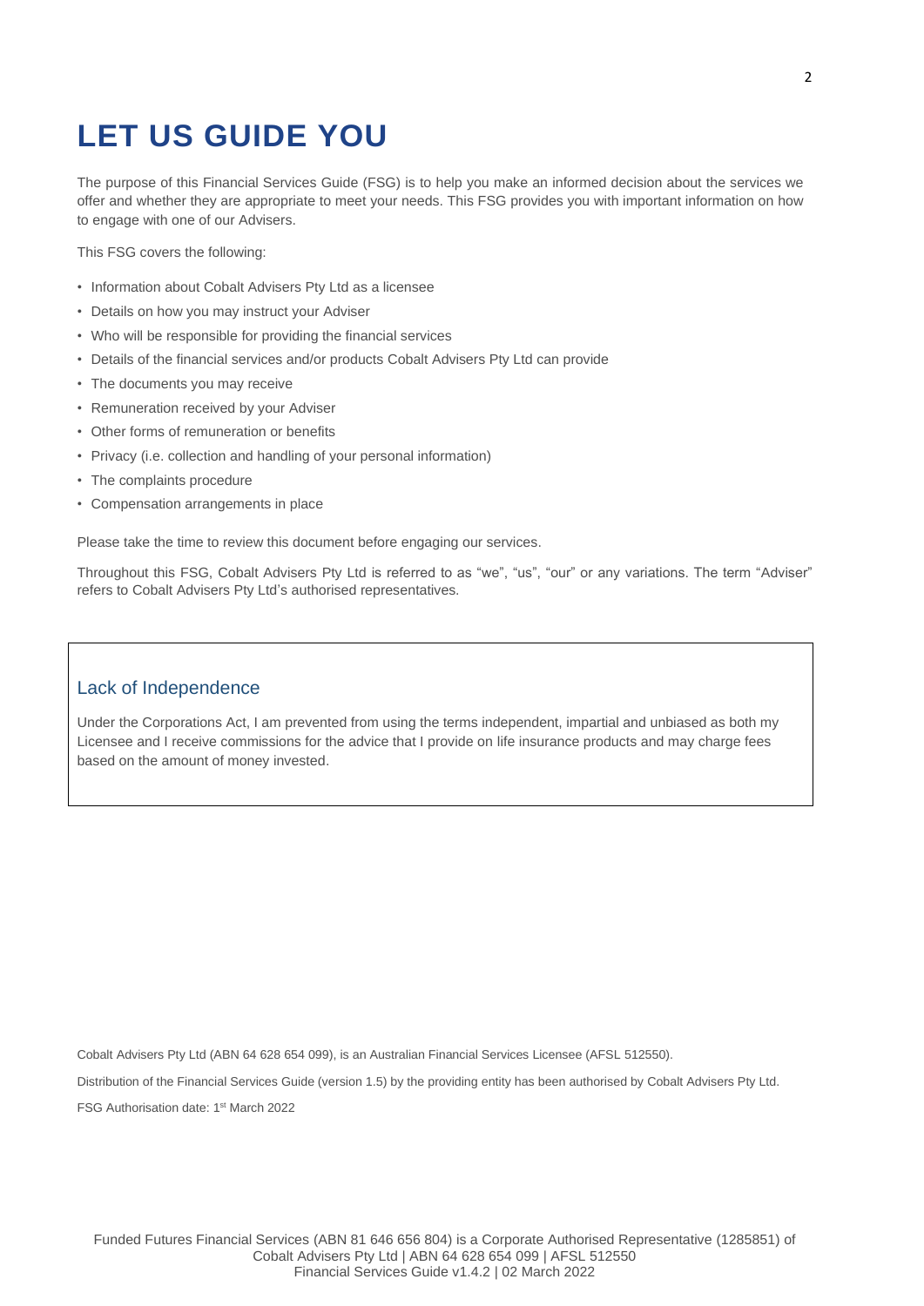# LET US GUIDE YOU

The purpose of this Financial Services Guide (FSG) is to help you make an informed decision about the services we offer and whether they are appropriate to meet your needs. This FSG provides you with important information on how to engage with one of our Advisers.

This FSG covers the following:

- Information about Cobalt Advisers Pty Ltd as a licensee
- Details on how you may instruct your Adviser
- Who will be responsible for providing the financial services
- Details of the financial services and/or products Cobalt Advisers Pty Ltd can provide
- The documents you may receive
- Remuneration received by your Adviser
- Other forms of remuneration or benefits
- Privacy (i.e. collection and handling of your personal information)
- The complaints procedure
- Compensation arrangements in place

Please take the time to review this document before engaging our services.

Throughout this FSG, Cobalt Advisers Pty Ltd is referred to as "we", "us", "our" or any variations. The term "Adviser" refers to Cobalt Advisers Pty Ltd's authorised representatives.

## Lack of Independence

Under the Corporations Act, I am prevented from using the terms independent, impartial and unbiased as both my Licensee and I receive commissions for the advice that I provide on life insurance products and may charge fees based on the amount of money invested.

Cobalt Advisers Pty Ltd (ABN 64 628 654 099), is an Australian Financial Services Licensee (AFSL 512550).

Distribution of the Financial Services Guide (version 1.5) by the providing entity has been authorised by Cobalt Advisers Pty Ltd.

FSG Authorisation date: 1st March 2022

Funded Futures Financial Services (ABN 81 646 656 804) is a Corporate Authorised Representative (1285851) of Cobalt Advisers Pty Ltd | ABN 64 628 654 099 | AFSL 512550
Financial Services Guide v1.4.2 | 02 March 2022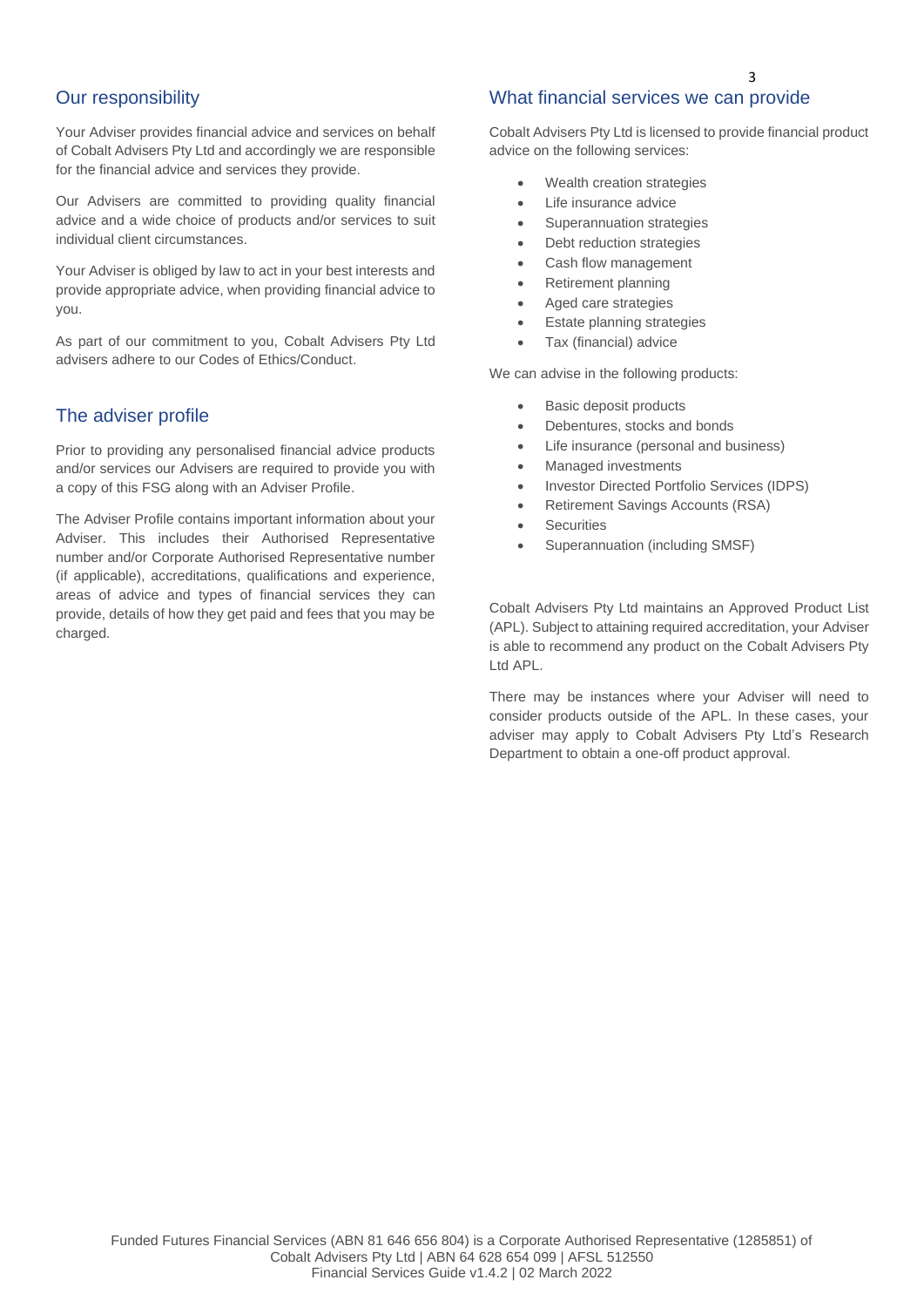## Our responsibility

Your Adviser provides financial advice and services on behalf of Cobalt Advisers Pty Ltd and accordingly we are responsible for the financial advice and services they provide.

Our Advisers are committed to providing quality financial advice and a wide choice of products and/or services to suit individual client circumstances.

Your Adviser is obliged by law to act in your best interests and provide appropriate advice, when providing financial advice to you.

As part of our commitment to you, Cobalt Advisers Pty Ltd advisers adhere to our Codes of Ethics/Conduct.

## The adviser profile

Prior to providing any personalised financial advice products and/or services our Advisers are required to provide you with a copy of this FSG along with an Adviser Profile.

The Adviser Profile contains important information about your Adviser. This includes their Authorised Representative number and/or Corporate Authorised Representative number (if applicable), accreditations, qualifications and experience, areas of advice and types of financial services they can provide, details of how they get paid and fees that you may be charged.

## What financial services we can provide

Cobalt Advisers Pty Ltd is licensed to provide financial product advice on the following services:

- Wealth creation strategies
- Life insurance advice
- Superannuation strategies
- Debt reduction strategies
- Cash flow management
- Retirement planning
- Aged care strategies
- Estate planning strategies
- Tax (financial) advice

We can advise in the following products:

- Basic deposit products
- Debentures, stocks and bonds
- Life insurance (personal and business)
- Managed investments
- Investor Directed Portfolio Services (IDPS)
- Retirement Savings Accounts (RSA)
- Securities
- Superannuation (including SMSF)

Cobalt Advisers Pty Ltd maintains an Approved Product List (APL). Subject to attaining required accreditation, your Adviser is able to recommend any product on the Cobalt Advisers Pty Ltd APL.

There may be instances where your Adviser will need to consider products outside of the APL. In these cases, your adviser may apply to Cobalt Advisers Pty Ltd's Research Department to obtain a one-off product approval.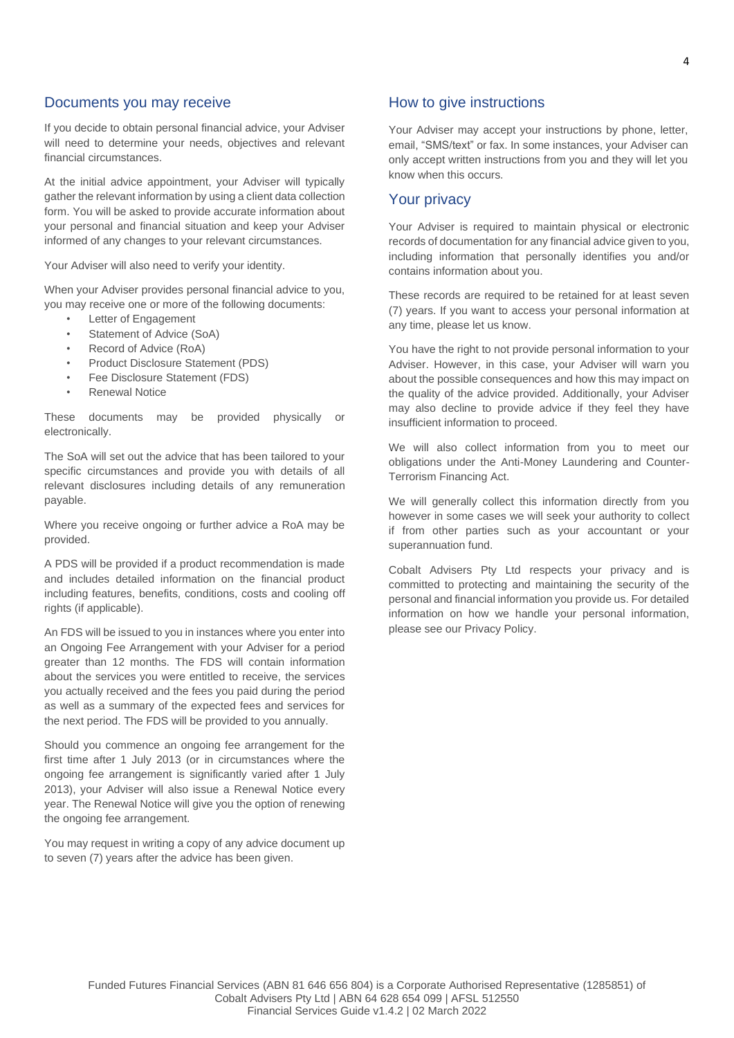## Documents you may receive

If you decide to obtain personal financial advice, your Adviser will need to determine your needs, objectives and relevant financial circumstances.

At the initial advice appointment, your Adviser will typically gather the relevant information by using a client data collection form. You will be asked to provide accurate information about your personal and financial situation and keep your Adviser informed of any changes to your relevant circumstances.

Your Adviser will also need to verify your identity.

When your Adviser provides personal financial advice to you, you may receive one or more of the following documents:

- Letter of Engagement
- Statement of Advice (SoA)
- Record of Advice (RoA)
- Product Disclosure Statement (PDS)
- Fee Disclosure Statement (FDS)
- Renewal Notice

These documents may be provided physically or electronically.

The SoA will set out the advice that has been tailored to your specific circumstances and provide you with details of all relevant disclosures including details of any remuneration payable.

Where you receive ongoing or further advice a RoA may be provided.

A PDS will be provided if a product recommendation is made and includes detailed information on the financial product including features, benefits, conditions, costs and cooling off rights (if applicable).

An FDS will be issued to you in instances where you enter into an Ongoing Fee Arrangement with your Adviser for a period greater than 12 months. The FDS will contain information about the services you were entitled to receive, the services you actually received and the fees you paid during the period as well as a summary of the expected fees and services for the next period. The FDS will be provided to you annually.

Should you commence an ongoing fee arrangement for the first time after 1 July 2013 (or in circumstances where the ongoing fee arrangement is significantly varied after 1 July 2013), your Adviser will also issue a Renewal Notice every year. The Renewal Notice will give you the option of renewing the ongoing fee arrangement.

You may request in writing a copy of any advice document up to seven (7) years after the advice has been given.

## How to give instructions

Your Adviser may accept your instructions by phone, letter, email, "SMS/text" or fax. In some instances, your Adviser can only accept written instructions from you and they will let you know when this occurs.

## Your privacy

Your Adviser is required to maintain physical or electronic records of documentation for any financial advice given to you, including information that personally identifies you and/or contains information about you.

These records are required to be retained for at least seven (7) years. If you want to access your personal information at any time, please let us know.

You have the right to not provide personal information to your Adviser. However, in this case, your Adviser will warn you about the possible consequences and how this may impact on the quality of the advice provided. Additionally, your Adviser may also decline to provide advice if they feel they have insufficient information to proceed.

We will also collect information from you to meet our obligations under the Anti-Money Laundering and Counter-Terrorism Financing Act.

We will generally collect this information directly from you however in some cases we will seek your authority to collect if from other parties such as your accountant or your superannuation fund.

Cobalt Advisers Pty Ltd respects your privacy and is committed to protecting and maintaining the security of the personal and financial information you provide us. For detailed information on how we handle your personal information, please see our Privacy Policy.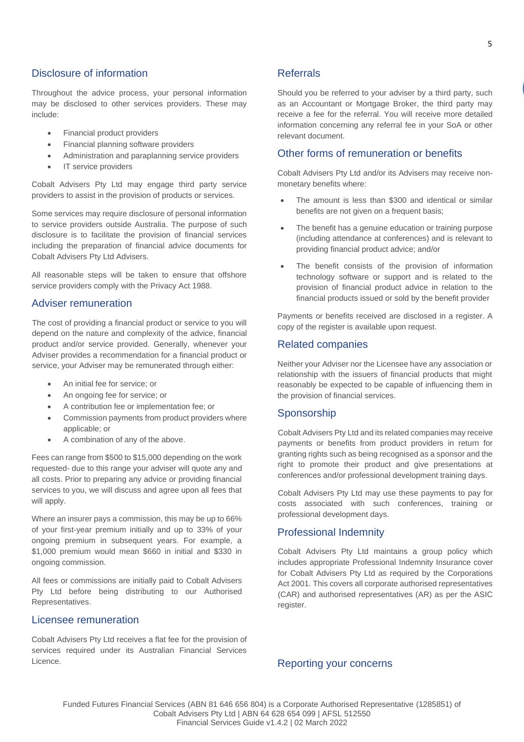## Disclosure of information

Throughout the advice process, your personal information may be disclosed to other services providers. These may include:

- Financial product providers
- Financial planning software providers
- Administration and paraplanning service providers
- IT service providers

Cobalt Advisers Pty Ltd may engage third party service providers to assist in the provision of products or services.

Some services may require disclosure of personal information to service providers outside Australia. The purpose of such disclosure is to facilitate the provision of financial services including the preparation of financial advice documents for Cobalt Advisers Pty Ltd Advisers.

All reasonable steps will be taken to ensure that offshore service providers comply with the Privacy Act 1988.

## Adviser remuneration

The cost of providing a financial product or service to you will depend on the nature and complexity of the advice, financial product and/or service provided. Generally, whenever your Adviser provides a recommendation for a financial product or service, your Adviser may be remunerated through either:

- An initial fee for service; or
- An ongoing fee for service; or
- A contribution fee or implementation fee; or
- Commission payments from product providers where applicable; or
- A combination of any of the above.

Fees can range from $500 to $15,000 depending on the work requested- due to this range your adviser will quote any and all costs. Prior to preparing any advice or providing financial services to you, we will discuss and agree upon all fees that will apply.

Where an insurer pays a commission, this may be up to 66% of your first-year premium initially and up to 33% of your ongoing premium in subsequent years. For example, a $1,000 premium would mean $660 in initial and $330 in ongoing commission.

All fees or commissions are initially paid to Cobalt Advisers Pty Ltd before being distributing to our Authorised Representatives.

## Licensee remuneration

Cobalt Advisers Pty Ltd receives a flat fee for the provision of services required under its Australian Financial Services Licence.

## Referrals

Should you be referred to your adviser by a third party, such as an Accountant or Mortgage Broker, the third party may receive a fee for the referral. You will receive more detailed information concerning any referral fee in your SoA or other relevant document.

## Other forms of remuneration or benefits

Cobalt Advisers Pty Ltd and/or its Advisers may receive non-monetary benefits where:

- The amount is less than $300 and identical or similar benefits are not given on a frequent basis;
- The benefit has a genuine education or training purpose (including attendance at conferences) and is relevant to providing financial product advice; and/or
- The benefit consists of the provision of information technology software or support and is related to the provision of financial product advice in relation to the financial products issued or sold by the benefit provider

Payments or benefits received are disclosed in a register. A copy of the register is available upon request.

## Related companies

Neither your Adviser nor the Licensee have any association or relationship with the issuers of financial products that might reasonably be expected to be capable of influencing them in the provision of financial services.

## Sponsorship

Cobalt Advisers Pty Ltd and its related companies may receive payments or benefits from product providers in return for granting rights such as being recognised as a sponsor and the right to promote their product and give presentations at conferences and/or professional development training days.

Cobalt Advisers Pty Ltd may use these payments to pay for costs associated with such conferences, training or professional development days.

## Professional Indemnity

Cobalt Advisers Pty Ltd maintains a group policy which includes appropriate Professional Indemnity Insurance cover for Cobalt Advisers Pty Ltd as required by the Corporations Act 2001. This covers all corporate authorised representatives (CAR) and authorised representatives (AR) as per the ASIC register.

## Reporting your concerns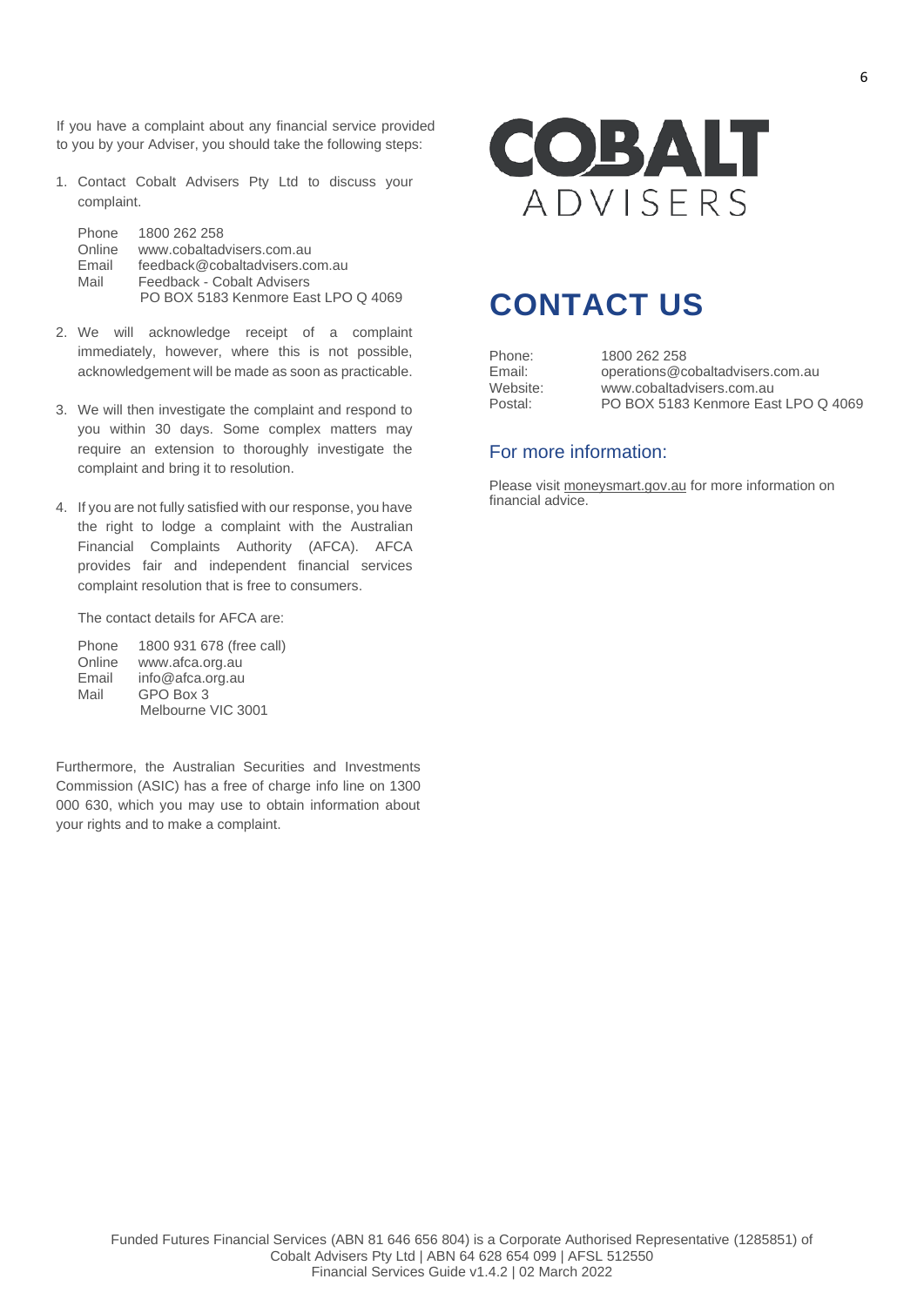If you have a complaint about any financial service provided to you by your Adviser, you should take the following steps:

1. Contact Cobalt Advisers Pty Ltd to discuss your complaint.

   Phone 1800 262 258
   Online www.cobaltadvisers.com.au
   Email feedback@cobaltadvisers.com.au
   Mail Feedback - Cobalt Advisers
   PO BOX 5183 Kenmore East LPO Q 4069

2. We will acknowledge receipt of a complaint immediately, however, where this is not possible, acknowledgement will be made as soon as practicable.

3. We will then investigate the complaint and respond to you within 30 days. Some complex matters may require an extension to thoroughly investigate the complaint and bring it to resolution.

4. If you are not fully satisfied with our response, you have the right to lodge a complaint with the Australian Financial Complaints Authority (AFCA). AFCA provides fair and independent financial services complaint resolution that is free to consumers.

   The contact details for AFCA are:

   Phone 1800 931 678 (free call)
   Online www.afca.org.au
   Email info@afca.org.au
   Mail GPO Box 3
   Melbourne VIC 3001

Furthermore, the Australian Securities and Investments Commission (ASIC) has a free of charge info line on 1300 000 630, which you may use to obtain information about your rights and to make a complaint.

COBALT ADVISERS

# CONTACT US

Phone: 1800 262 258
Email: operations@cobaltadvisers.com.au
Website: www.cobaltadvisers.com.au
Postal: PO BOX 5183 Kenmore East LPO Q 4069

## For more information:

Please visit moneysmart.gov.au for more information on financial advice.

Funded Futures Financial Services (ABN 81 646 656 804) is a Corporate Authorised Representative (1285851) of Cobalt Advisers Pty Ltd | ABN 64 628 654 099 | AFSL 512550
Financial Services Guide v1.4.2 | 02 March 2022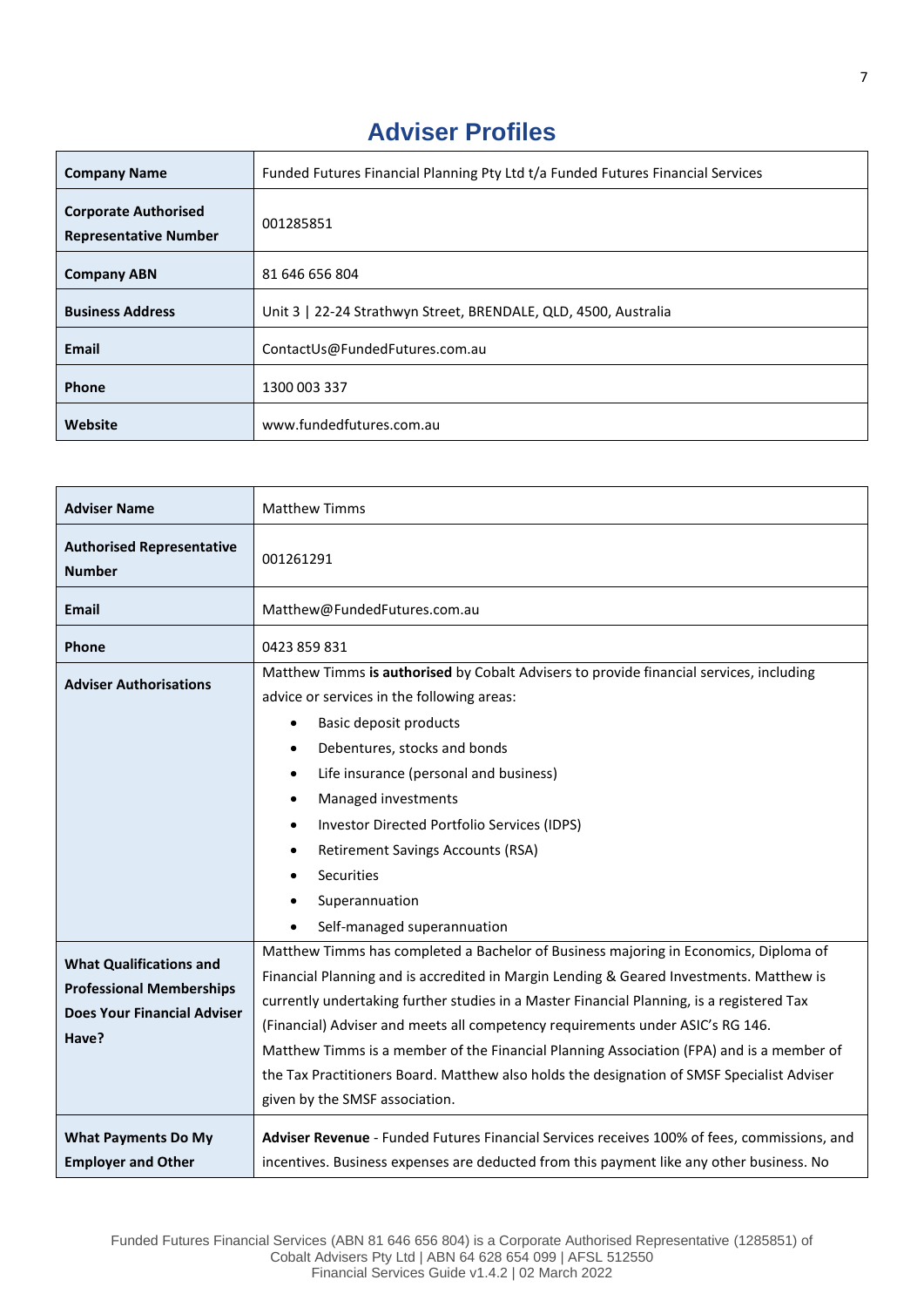# Adviser Profiles

| Company Name | Funded Futures Financial Planning Pty Ltd t/a Funded Futures Financial Services |
|---|---|
| **Corporate Authorised Representative Number** | 001285851 |
| **Company ABN** | 81 646 656 804 |
| **Business Address** | Unit 3 \| 22-24 Strathwyn Street, BRENDALE, QLD, 4500, Australia |
| **Email** | ContactUs@FundedFutures.com.au |
| **Phone** | 1300 003 337 |
| **Website** | www.fundedfutures.com.au |

| Adviser Name | Matthew Timms |
|---|---|
| **Authorised Representative Number** | 001261291 |
| **Email** | Matthew@FundedFutures.com.au |
| **Phone** | 0423 859 831 |
| **Adviser Authorisations** | Matthew Timms **is authorised** by Cobalt Advisers to provide financial services, including advice or services in the following areas:<br>• Basic deposit products<br>• Debentures, stocks and bonds<br>• Life insurance (personal and business)<br>• Managed investments<br>• Investor Directed Portfolio Services (IDPS)<br>• Retirement Savings Accounts (RSA)<br>• Securities<br>• Superannuation<br>• Self-managed superannuation |
| **What Qualifications and Professional Memberships Does Your Financial Adviser Have?** | Matthew Timms has completed a Bachelor of Business majoring in Economics, Diploma of Financial Planning and is accredited in Margin Lending & Geared Investments. Matthew is currently undertaking further studies in a Master Financial Planning, is a registered Tax (Financial) Adviser and meets all competency requirements under ASIC's RG 146.<br>Matthew Timms is a member of the Financial Planning Association (FPA) and is a member of the Tax Practitioners Board. Matthew also holds the designation of SMSF Specialist Adviser given by the SMSF association. |
| **What Payments Do My Employer and Other** | **Adviser Revenue** - Funded Futures Financial Services receives 100% of fees, commissions, and incentives. Business expenses are deducted from this payment like any other business. No |

Funded Futures Financial Services (ABN 81 646 656 804) is a Corporate Authorised Representative (1285851) of Cobalt Advisers Pty Ltd | ABN 64 628 654 099 | AFSL 512550
Financial Services Guide v1.4.2 | 02 March 2022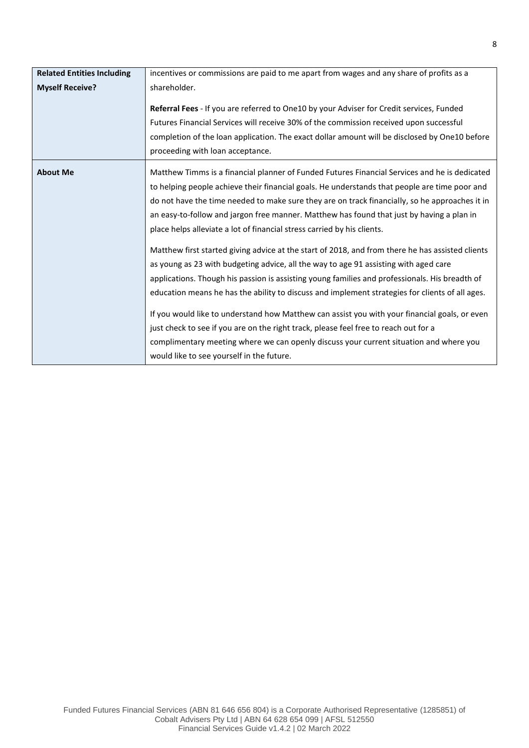| | |
|---|---|
| **Related Entities Including Myself Receive?** | incentives or commissions are paid to me apart from wages and any share of profits as a shareholder.<br><br>**Referral Fees** - If you are referred to One10 by your Adviser for Credit services, Funded Futures Financial Services will receive 30% of the commission received upon successful completion of the loan application. The exact dollar amount will be disclosed by One10 before proceeding with loan acceptance. |
| **About Me** | Matthew Timms is a financial planner of Funded Futures Financial Services and he is dedicated to helping people achieve their financial goals. He understands that people are time poor and do not have the time needed to make sure they are on track financially, so he approaches it in an easy-to-follow and jargon free manner. Matthew has found that just by having a plan in place helps alleviate a lot of financial stress carried by his clients.<br><br>Matthew first started giving advice at the start of 2018, and from there he has assisted clients as young as 23 with budgeting advice, all the way to age 91 assisting with aged care applications. Though his passion is assisting young families and professionals. His breadth of education means he has the ability to discuss and implement strategies for clients of all ages.<br><br>If you would like to understand how Matthew can assist you with your financial goals, or even just check to see if you are on the right track, please feel free to reach out for a complimentary meeting where we can openly discuss your current situation and where you would like to see yourself in the future. |